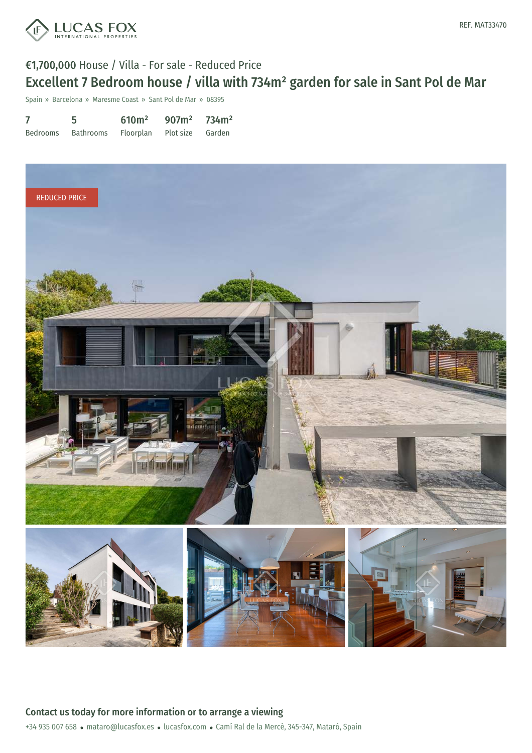REF. MAT33470

€1,700,000 House / Villa - For sale - Reduced Price

# Excellent 7 Bedroom house / villa with 734m² garden for sale in Sant Pol de Mar

Spain » Barcelona » Maresme Coast » Sant Pol de Mar » 08395

| 7 | 5 | 610m² | 907m² | 734m² |
|---|---|---|---|---|
| Bedrooms | Bathrooms | Floorplan | Plot size | Garden |

REDUCED PRICE

## Contact us today for more information or to arrange a viewing

+34 935 007 658 • mataro@lucasfox.es • lucasfox.com • Camí Ral de la Mercè, 345-347, Mataró, Spain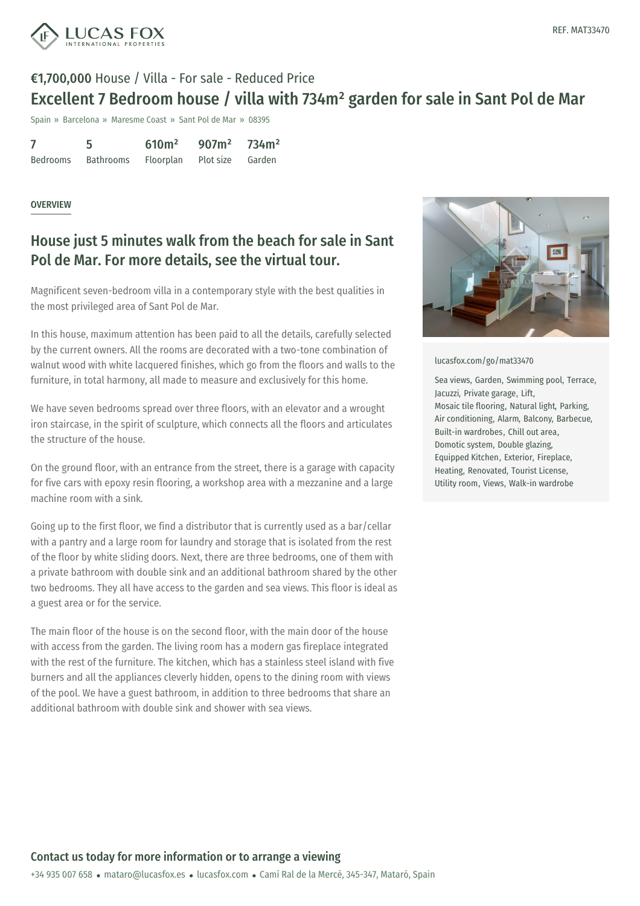REF. MAT33470

**€1,700,000** House / Villa - For sale - Reduced Price

# Excellent 7 Bedroom house / villa with 734m² garden for sale in Sant Pol de Mar

Spain » Barcelona » Maresme Coast » Sant Pol de Mar » 08395

| 7 | 5 | 610m² | 907m² | 734m² |
|---|---|---|---|---|
| Bedrooms | Bathrooms | Floorplan | Plot size | Garden |

OVERVIEW

## House just 5 minutes walk from the beach for sale in Sant Pol de Mar. For more details, see the virtual tour.

Magnificent seven-bedroom villa in a contemporary style with the best qualities in the most privileged area of Sant Pol de Mar.

In this house, maximum attention has been paid to all the details, carefully selected by the current owners. All the rooms are decorated with a two-tone combination of walnut wood with white lacquered finishes, which go from the floors and walls to the furniture, in total harmony, all made to measure and exclusively for this home.

We have seven bedrooms spread over three floors, with an elevator and a wrought iron staircase, in the spirit of sculpture, which connects all the floors and articulates the structure of the house.

On the ground floor, with an entrance from the street, there is a garage with capacity for five cars with epoxy resin flooring, a workshop area with a mezzanine and a large machine room with a sink.

Going up to the first floor, we find a distributor that is currently used as a bar/cellar with a pantry and a large room for laundry and storage that is isolated from the rest of the floor by white sliding doors. Next, there are three bedrooms, one of them with a private bathroom with double sink and an additional bathroom shared by the other two bedrooms. They all have access to the garden and sea views. This floor is ideal as a guest area or for the service.

The main floor of the house is on the second floor, with the main door of the house with access from the garden. The living room has a modern gas fireplace integrated with the rest of the furniture. The kitchen, which has a stainless steel island with five burners and all the appliances cleverly hidden, opens to the dining room with views of the pool. We have a guest bathroom, in addition to three bedrooms that share an additional bathroom with double sink and shower with sea views.

lucasfox.com/go/mat33470

Sea views, Garden, Swimming pool, Terrace, Jacuzzi, Private garage, Lift, Mosaic tile flooring, Natural light, Parking, Air conditioning, Alarm, Balcony, Barbecue, Built-in wardrobes, Chill out area, Domotic system, Double glazing, Equipped Kitchen, Exterior, Fireplace, Heating, Renovated, Tourist License, Utility room, Views, Walk-in wardrobe

**Contact us today for more information or to arrange a viewing**

+34 935 007 658 • mataro@lucasfox.es • lucasfox.com • Camí Ral de la Mercè, 345-347, Mataró, Spain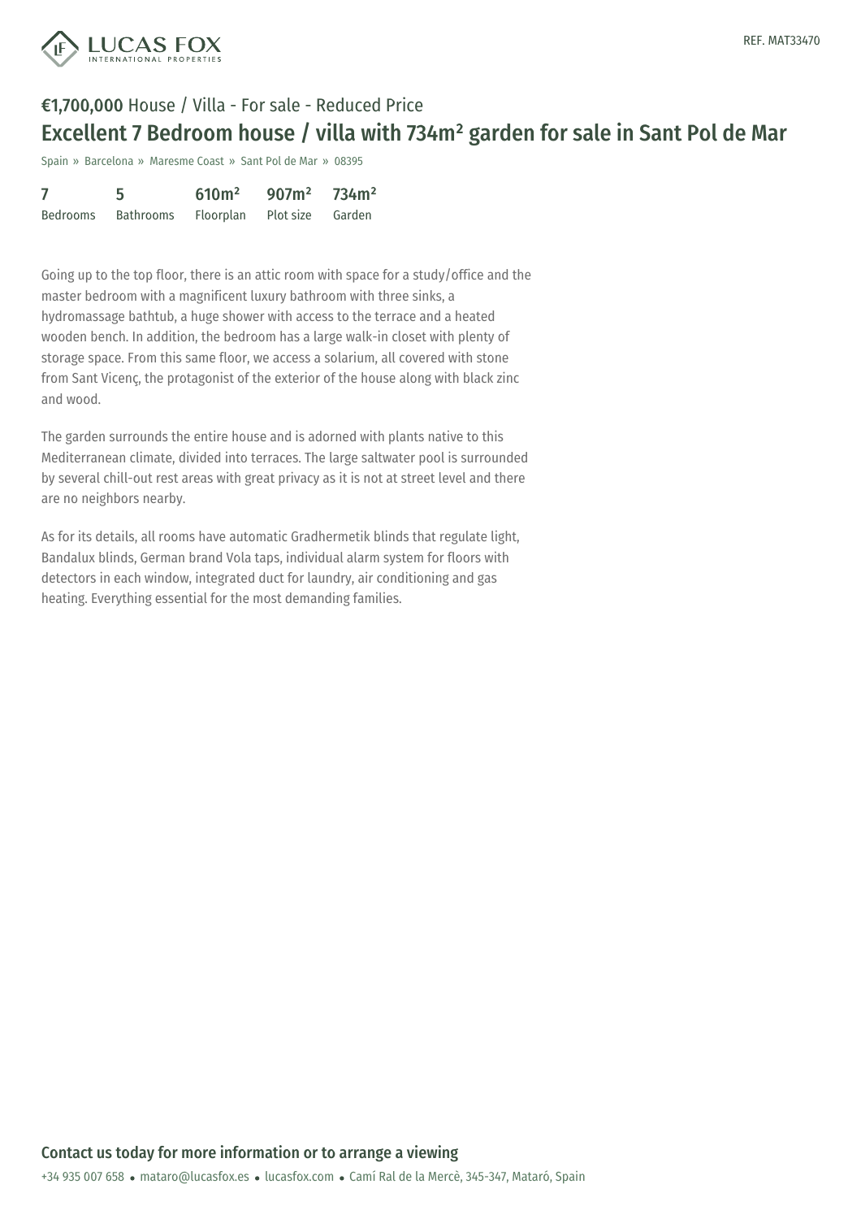**€1,700,000** House / Villa - For sale - Reduced Price

# Excellent 7 Bedroom house / villa with 734m² garden for sale in Sant Pol de Mar

Spain » Barcelona » Maresme Coast » Sant Pol de Mar » 08395

| 7 | 5 | 610m² | 907m² | 734m² |
|---|---|---|---|---|
| Bedrooms | Bathrooms | Floorplan | Plot size | Garden |

Going up to the top floor, there is an attic room with space for a study/office and the master bedroom with a magnificent luxury bathroom with three sinks, a hydromassage bathtub, a huge shower with access to the terrace and a heated wooden bench. In addition, the bedroom has a large walk-in closet with plenty of storage space. From this same floor, we access a solarium, all covered with stone from Sant Vicenç, the protagonist of the exterior of the house along with black zinc and wood.

The garden surrounds the entire house and is adorned with plants native to this Mediterranean climate, divided into terraces. The large saltwater pool is surrounded by several chill-out rest areas with great privacy as it is not at street level and there are no neighbors nearby.

As for its details, all rooms have automatic Gradhermetik blinds that regulate light, Bandalux blinds, German brand Vola taps, individual alarm system for floors with detectors in each window, integrated duct for laundry, air conditioning and gas heating. Everything essential for the most demanding families.

## Contact us today for more information or to arrange a viewing

+34 935 007 658 • mataro@lucasfox.es • lucasfox.com • Camí Ral de la Mercè, 345-347, Mataró, Spain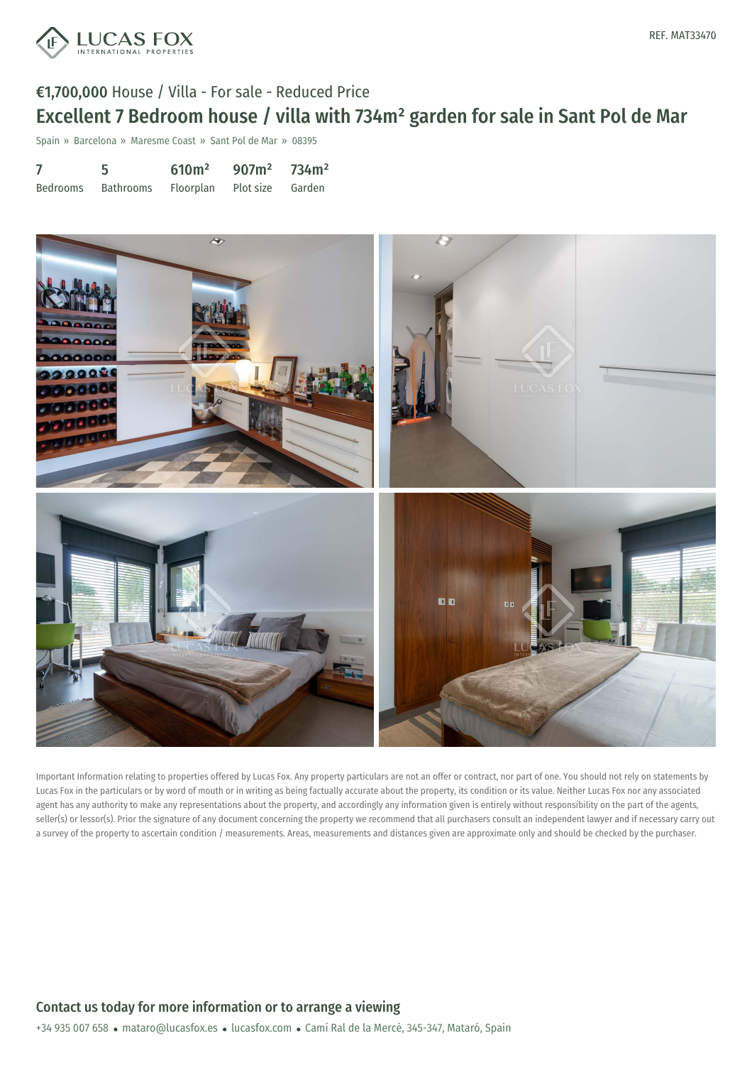REF. MAT33470

**€1,700,000** House / Villa - For sale - Reduced Price

# Excellent 7 Bedroom house / villa with 734m² garden for sale in Sant Pol de Mar

Spain » Barcelona » Maresme Coast » Sant Pol de Mar » 08395

| 7 | 5 | 610m² | 907m² | 734m² |
| --- | --- | --- | --- | --- |
| Bedrooms | Bathrooms | Floorplan | Plot size | Garden |

Important Information relating to properties offered by Lucas Fox. Any property particulars are not an offer or contract, nor part of one. You should not rely on statements by Lucas Fox in the particulars or by word of mouth or in writing as being factually accurate about the property, its condition or its value. Neither Lucas Fox nor any associated agent has any authority to make any representations about the property, and accordingly any information given is entirely without responsibility on the part of the agents, seller(s) or lessor(s). Prior the signature of any document concerning the property we recommend that all purchasers consult an independent lawyer and if necessary carry out a survey of the property to ascertain condition / measurements. Areas, measurements and distances given are approximate only and should be checked by the purchaser.

## Contact us today for more information or to arrange a viewing

+34 935 007 658 • mataro@lucasfox.es • lucasfox.com • Camí Ral de la Mercè, 345-347, Mataró, Spain